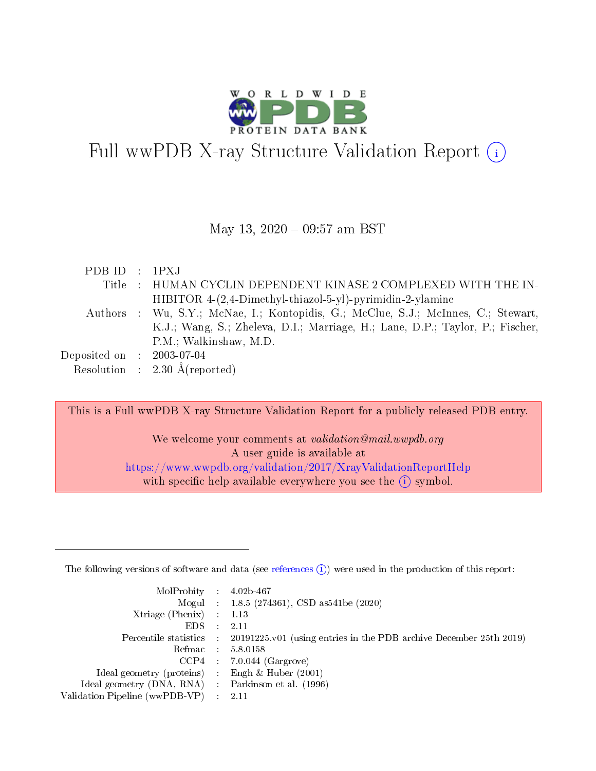# Full wwPDB X-ray Structure Validation Report (i)

May 13, 2020 – 09:57 am BST

| | | |
|---|---|---|
| PDB ID | : | 1PXJ |
| Title | : | HUMAN CYCLIN DEPENDENT KINASE 2 COMPLEXED WITH THE INHIBITOR 4-(2,4-Dimethyl-thiazol-5-yl)-pyrimidin-2-ylamine |
| Authors | : | Wu, S.Y.; McNae, I.; Kontopidis, G.; McClue, S.J.; McInnes, C.; Stewart, K.J.; Wang, S.; Zheleva, D.I.; Marriage, H.; Lane, D.P.; Taylor, P.; Fischer, P.M.; Walkinshaw, M.D. |
| Deposited on | : | 2003-07-04 |
| Resolution | : | 2.30 Å(reported) |

This is a Full wwPDB X-ray Structure Validation Report for a publicly released PDB entry.

We welcome your comments at *validation@mail.wwpdb.org*
A user guide is available at
https://www.wwpdb.org/validation/2017/XrayValidationReportHelp
with specific help available everywhere you see the (i) symbol.

---

The following versions of software and data (see references (i)) were used in the production of this report:

| | | |
|---|---|---|
| MolProbity | : | 4.02b-467 |
| Mogul | : | 1.8.5 (274361), CSD as541be (2020) |
| Xtriage (Phenix) | : | 1.13 |
| EDS | : | 2.11 |
| Percentile statistics | : | 20191225.v01 (using entries in the PDB archive December 25th 2019) |
| Refmac | : | 5.8.0158 |
| CCP4 | : | 7.0.044 (Gargrove) |
| Ideal geometry (proteins) | : | Engh & Huber (2001) |
| Ideal geometry (DNA, RNA) | : | Parkinson et al. (1996) |
| Validation Pipeline (wwPDB-VP) | : | 2.11 |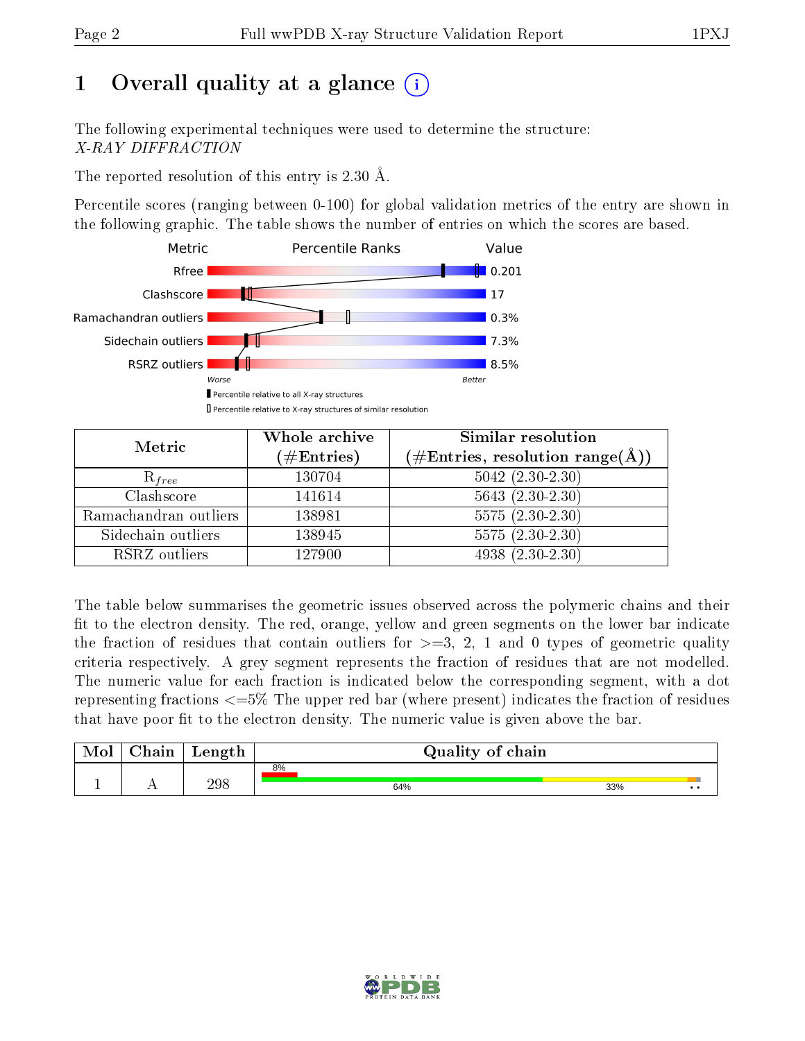# 1 Overall quality at a glance

The following experimental techniques were used to determine the structure: *X-RAY DIFFRACTION*

The reported resolution of this entry is 2.30 Å.

Percentile scores (ranging between 0-100) for global validation metrics of the entry are shown in the following graphic. The table shows the number of entries on which the scores are based.

| Metric | Value |
|---|---|
| Rfree | 0.201 |
| Clashscore | 17 |
| Ramachandran outliers | 0.3% |
| Sidechain outliers | 7.3% |
| RSRZ outliers | 8.5% |

Worse — Better

▮ Percentile relative to all X-ray structures
▯ Percentile relative to X-ray structures of similar resolution

| Metric | Whole archive (#Entries) | Similar resolution (#Entries, resolution range(Å)) |
|---|---|---|
| $R_{free}$ | 130704 | 5042 (2.30-2.30) |
| Clashscore | 141614 | 5643 (2.30-2.30) |
| Ramachandran outliers | 138981 | 5575 (2.30-2.30) |
| Sidechain outliers | 138945 | 5575 (2.30-2.30) |
| RSRZ outliers | 127900 | 4938 (2.30-2.30) |

The table below summarises the geometric issues observed across the polymeric chains and their fit to the electron density. The red, orange, yellow and green segments on the lower bar indicate the fraction of residues that contain outliers for >=3, 2, 1 and 0 types of geometric quality criteria respectively. A grey segment represents the fraction of residues that are not modelled. The numeric value for each fraction is indicated below the corresponding segment, with a dot representing fractions <=5% The upper red bar (where present) indicates the fraction of residues that have poor fit to the electron density. The numeric value is given above the bar.

| Mol | Chain | Length | Quality of chain |
|---|---|---|---|
| 1 | A | 298 | 8% (poor fit); 64% green, 33% yellow, • orange, • grey |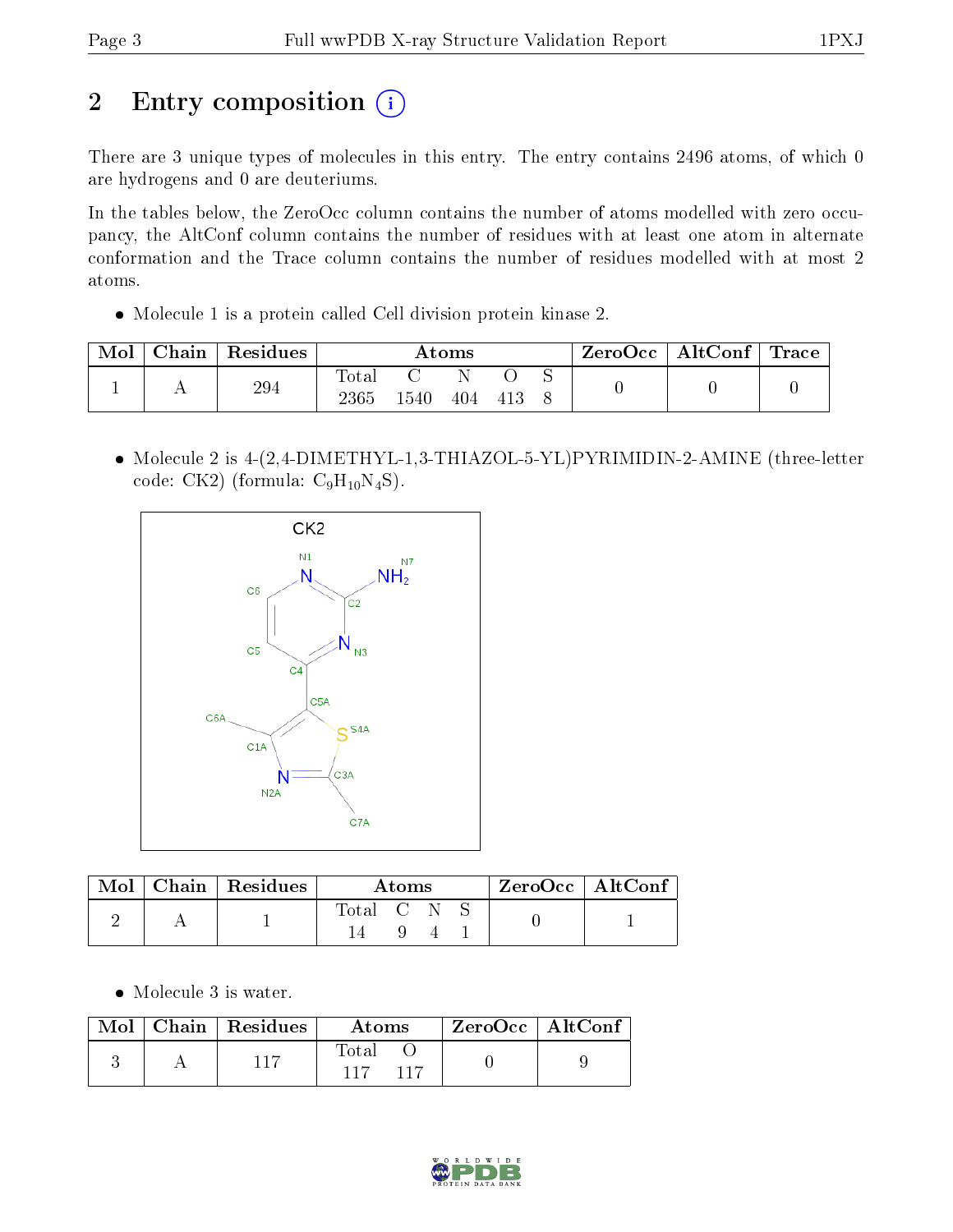# 2 Entry composition

There are 3 unique types of molecules in this entry. The entry contains 2496 atoms, of which 0 are hydrogens and 0 are deuteriums.

In the tables below, the ZeroOcc column contains the number of atoms modelled with zero occupancy, the AltConf column contains the number of residues with at least one atom in alternate conformation and the Trace column contains the number of residues modelled with at most 2 atoms.

- Molecule 1 is a protein called Cell division protein kinase 2.

| Mol | Chain | Residues | Atoms | | | | | ZeroOcc | AltConf | Trace |
|---|---|---|---|---|---|---|---|---|---|---|
| 1 | A | 294 | Total<br>2365 | C<br>1540 | N<br>404 | O<br>413 | S<br>8 | 0 | 0 | 0 |

- Molecule 2 is 4-(2,4-DIMETHYL-1,3-THIAZOL-5-YL)PYRIMIDIN-2-AMINE (three-letter code: CK2) (formula: $C_9H_{10}N_4S$).

| Mol | Chain | Residues | Atoms | | | | ZeroOcc | AltConf |
|---|---|---|---|---|---|---|---|---|
| 2 | A | 1 | Total<br>14 | C<br>9 | N<br>4 | S<br>1 | 0 | 1 |

- Molecule 3 is water.

| Mol | Chain | Residues | Atoms | | ZeroOcc | AltConf |
|---|---|---|---|---|---|---|
| 3 | A | 117 | Total<br>117 | O<br>117 | 0 | 9 |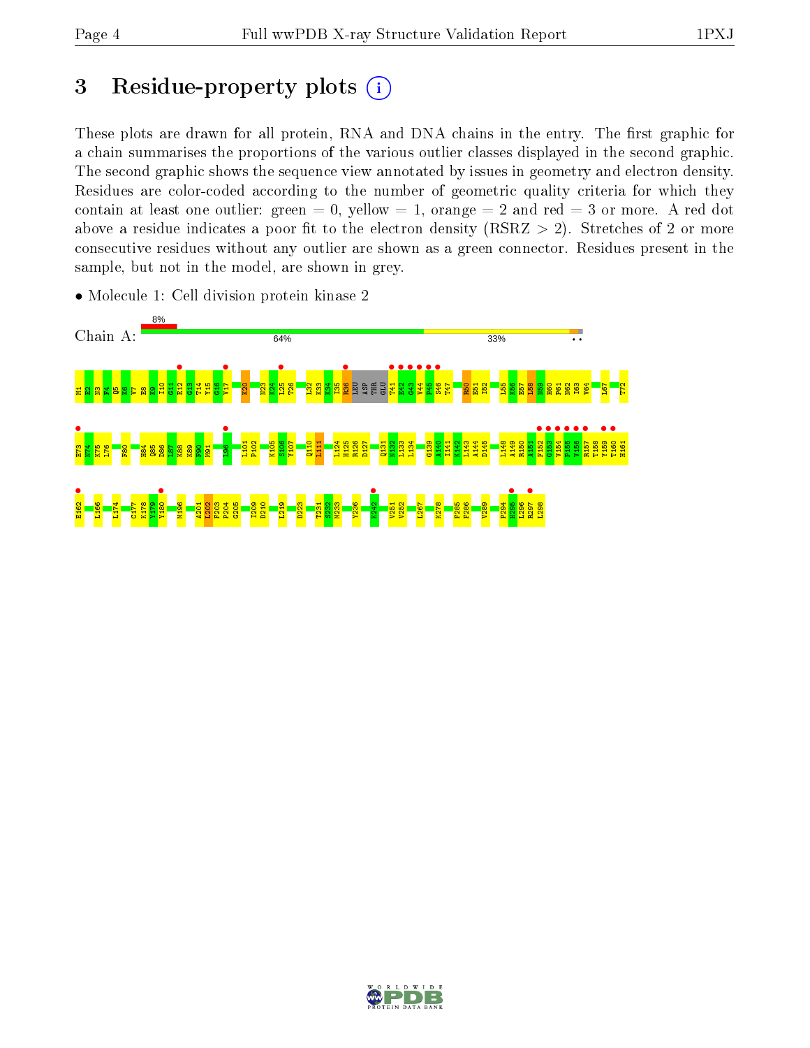# 3 Residue-property plots

These plots are drawn for all protein, RNA and DNA chains in the entry. The first graphic for a chain summarises the proportions of the various outlier classes displayed in the second graphic. The second graphic shows the sequence view annotated by issues in geometry and electron density. Residues are color-coded according to the number of geometric quality criteria for which they contain at least one outlier: green = 0, yellow = 1, orange = 2 and red = 3 or more. A red dot above a residue indicates a poor fit to the electron density (RSRZ > 2). Stretches of 2 or more consecutive residues without any outlier are shown as a green connector. Residues present in the sample, but not in the model, are shown in grey.

- Molecule 1: Cell division protein kinase 2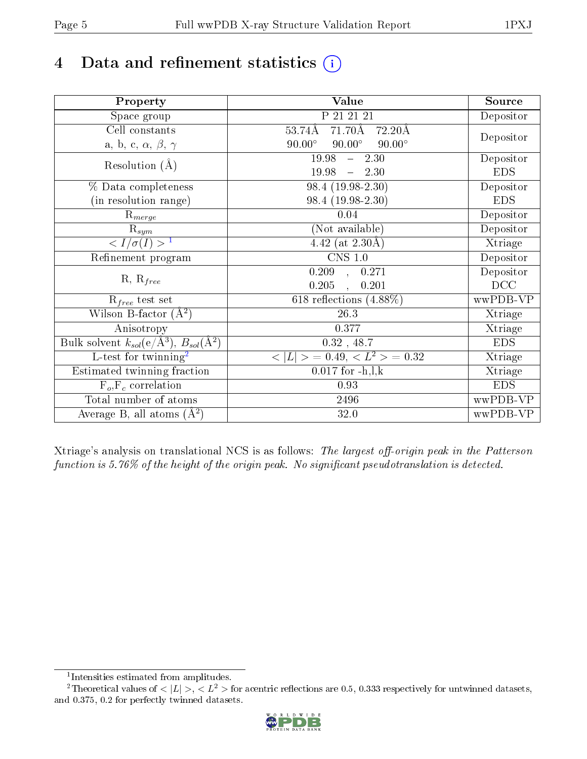# 4 Data and refinement statistics

| Property | Value | Source |
|---|---|---|
| Space group | P 21 21 21 | Depositor |
| Cell constants<br>a, b, c, $\alpha$, $\beta$, $\gamma$ | 53.74Å 71.70Å 72.20Å<br>90.00° 90.00° 90.00° | Depositor |
| Resolution (Å) | 19.98 – 2.30<br>19.98 – 2.30 | Depositor<br>EDS |
| % Data completeness<br>(in resolution range) | 98.4 (19.98-2.30)<br>98.4 (19.98-2.30) | Depositor<br>EDS |
| $R_{merge}$ | 0.04 | Depositor |
| $R_{sym}$ | (Not available) | Depositor |
| $< I/\sigma(I) >$ [1] | 4.42 (at 2.30Å) | Xtriage |
| Refinement program | CNS 1.0 | Depositor |
| R, $R_{free}$ | 0.209 , 0.271<br>0.205 , 0.201 | Depositor<br>DCC |
| $R_{free}$ test set | 618 reflections (4.88%) | wwPDB-VP |
| Wilson B-factor (Å$^2$) | 26.3 | Xtriage |
| Anisotropy | 0.377 | Xtriage |
| Bulk solvent $k_{sol}$(e/Å$^3$), $B_{sol}$(Å$^2$) | 0.32 , 48.7 | EDS |
| L-test for twinning[2] | $< \|L\| >$ = 0.49, $< L^2 >$ = 0.32 | Xtriage |
| Estimated twinning fraction | 0.017 for -h,l,k | Xtriage |
| $F_o$,$F_c$ correlation | 0.93 | EDS |
| Total number of atoms | 2496 | wwPDB-VP |
| Average B, all atoms (Å$^2$) | 32.0 | wwPDB-VP |

Xtriage's analysis on translational NCS is as follows: *The largest off-origin peak in the Patterson function is 5.76% of the height of the origin peak. No significant pseudotranslation is detected.*

[1] Intensities estimated from amplitudes.

[2] Theoretical values of $< |L| >$, $< L^2 >$ for acentric reflections are 0.5, 0.333 respectively for untwinned datasets, and 0.375, 0.2 for perfectly twinned datasets.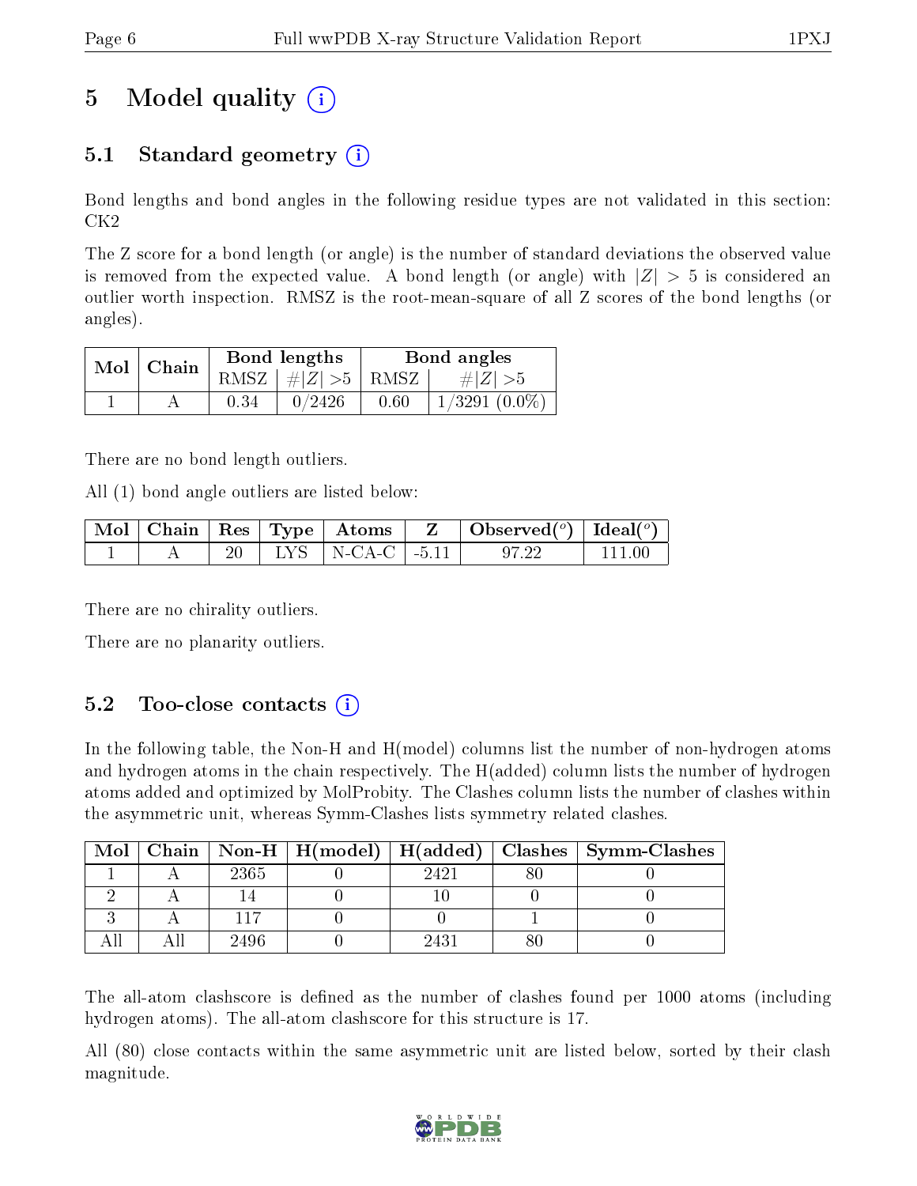# 5 Model quality

## 5.1 Standard geometry

Bond lengths and bond angles in the following residue types are not validated in this section: CK2

The Z score for a bond length (or angle) is the number of standard deviations the observed value is removed from the expected value. A bond length (or angle) with $|Z| > 5$ is considered an outlier worth inspection. RMSZ is the root-mean-square of all Z scores of the bond lengths (or angles).

| Mol | Chain | Bond lengths | | Bond angles | |
|---|---|---|---|---|---|
| | | RMSZ | $\#\|Z\| > 5$ | RMSZ | $\#\|Z\| > 5$ |
| 1 | A | 0.34 | 0/2426 | 0.60 | 1/3291 (0.0%) |

There are no bond length outliers.

All (1) bond angle outliers are listed below:

| Mol | Chain | Res | Type | Atoms | Z | Observed(°) | Ideal(°) |
|---|---|---|---|---|---|---|---|
| 1 | A | 20 | LYS | N-CA-C | -5.11 | 97.22 | 111.00 |

There are no chirality outliers.

There are no planarity outliers.

## 5.2 Too-close contacts

In the following table, the Non-H and H(model) columns list the number of non-hydrogen atoms and hydrogen atoms in the chain respectively. The H(added) column lists the number of hydrogen atoms added and optimized by MolProbity. The Clashes column lists the number of clashes within the asymmetric unit, whereas Symm-Clashes lists symmetry related clashes.

| Mol | Chain | Non-H | H(model) | H(added) | Clashes | Symm-Clashes |
|---|---|---|---|---|---|---|
| 1 | A | 2365 | 0 | 2421 | 80 | 0 |
| 2 | A | 14 | 0 | 10 | 0 | 0 |
| 3 | A | 117 | 0 | 0 | 1 | 0 |
| All | All | 2496 | 0 | 2431 | 80 | 0 |

The all-atom clashscore is defined as the number of clashes found per 1000 atoms (including hydrogen atoms). The all-atom clashscore for this structure is 17.

All (80) close contacts within the same asymmetric unit are listed below, sorted by their clash magnitude.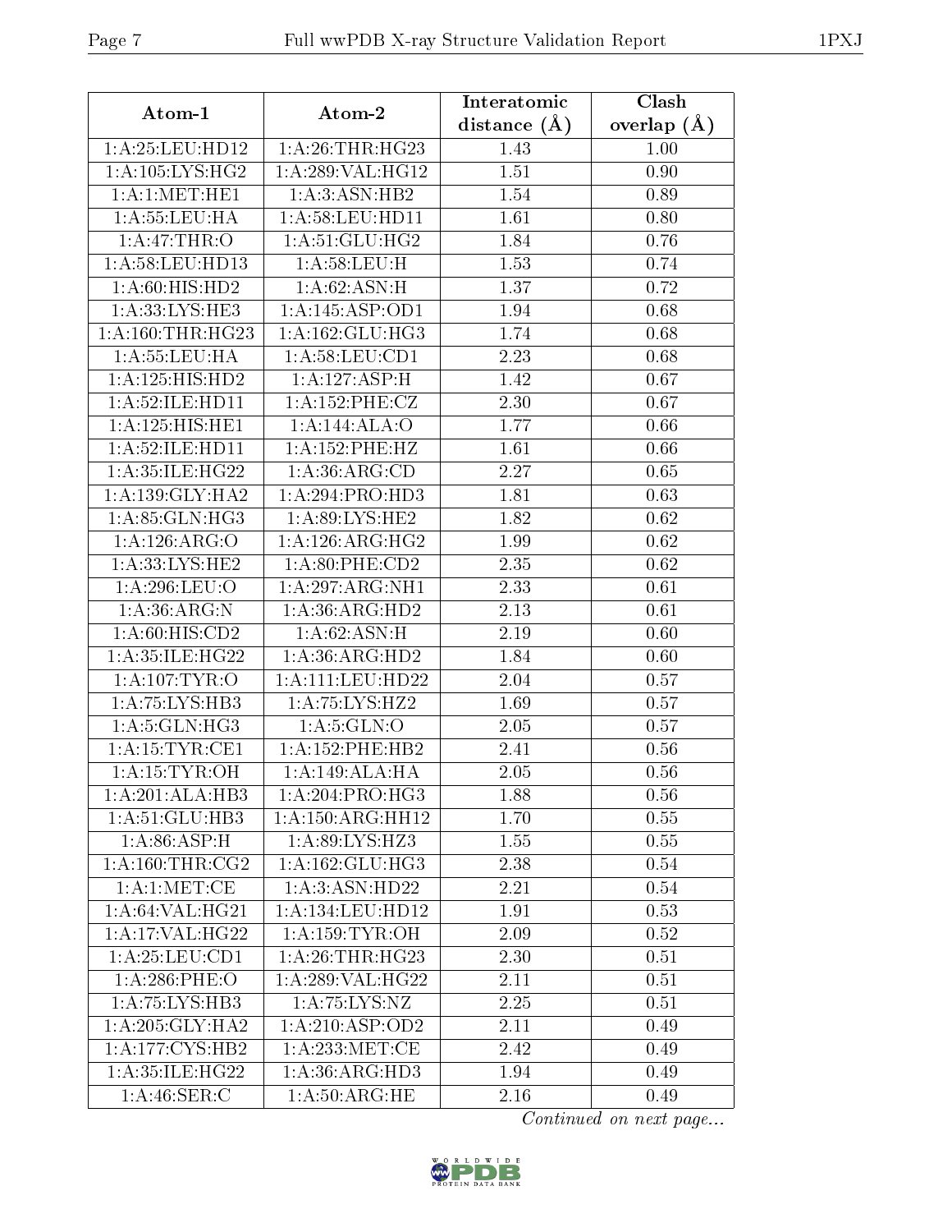| Atom-1 | Atom-2 | Interatomic distance (Å) | Clash overlap (Å) |
|---|---|---|---|
| 1:A:25:LEU:HD12 | 1:A:26:THR:HG23 | 1.43 | 1.00 |
| 1:A:105:LYS:HG2 | 1:A:289:VAL:HG12 | 1.51 | 0.90 |
| 1:A:1:MET:HE1 | 1:A:3:ASN:HB2 | 1.54 | 0.89 |
| 1:A:55:LEU:HA | 1:A:58:LEU:HD11 | 1.61 | 0.80 |
| 1:A:47:THR:O | 1:A:51:GLU:HG2 | 1.84 | 0.76 |
| 1:A:58:LEU:HD13 | 1:A:58:LEU:H | 1.53 | 0.74 |
| 1:A:60:HIS:HD2 | 1:A:62:ASN:H | 1.37 | 0.72 |
| 1:A:33:LYS:HE3 | 1:A:145:ASP:OD1 | 1.94 | 0.68 |
| 1:A:160:THR:HG23 | 1:A:162:GLU:HG3 | 1.74 | 0.68 |
| 1:A:55:LEU:HA | 1:A:58:LEU:CD1 | 2.23 | 0.68 |
| 1:A:125:HIS:HD2 | 1:A:127:ASP:H | 1.42 | 0.67 |
| 1:A:52:ILE:HD11 | 1:A:152:PHE:CZ | 2.30 | 0.67 |
| 1:A:125:HIS:HE1 | 1:A:144:ALA:O | 1.77 | 0.66 |
| 1:A:52:ILE:HD11 | 1:A:152:PHE:HZ | 1.61 | 0.66 |
| 1:A:35:ILE:HG22 | 1:A:36:ARG:CD | 2.27 | 0.65 |
| 1:A:139:GLY:HA2 | 1:A:294:PRO:HD3 | 1.81 | 0.63 |
| 1:A:85:GLN:HG3 | 1:A:89:LYS:HE2 | 1.82 | 0.62 |
| 1:A:126:ARG:O | 1:A:126:ARG:HG2 | 1.99 | 0.62 |
| 1:A:33:LYS:HE2 | 1:A:80:PHE:CD2 | 2.35 | 0.62 |
| 1:A:296:LEU:O | 1:A:297:ARG:NH1 | 2.33 | 0.61 |
| 1:A:36:ARG:N | 1:A:36:ARG:HD2 | 2.13 | 0.61 |
| 1:A:60:HIS:CD2 | 1:A:62:ASN:H | 2.19 | 0.60 |
| 1:A:35:ILE:HG22 | 1:A:36:ARG:HD2 | 1.84 | 0.60 |
| 1:A:107:TYR:O | 1:A:111:LEU:HD22 | 2.04 | 0.57 |
| 1:A:75:LYS:HB3 | 1:A:75:LYS:HZ2 | 1.69 | 0.57 |
| 1:A:5:GLN:HG3 | 1:A:5:GLN:O | 2.05 | 0.57 |
| 1:A:15:TYR:CE1 | 1:A:152:PHE:HB2 | 2.41 | 0.56 |
| 1:A:15:TYR:OH | 1:A:149:ALA:HA | 2.05 | 0.56 |
| 1:A:201:ALA:HB3 | 1:A:204:PRO:HG3 | 1.88 | 0.56 |
| 1:A:51:GLU:HB3 | 1:A:150:ARG:HH12 | 1.70 | 0.55 |
| 1:A:86:ASP:H | 1:A:89:LYS:HZ3 | 1.55 | 0.55 |
| 1:A:160:THR:CG2 | 1:A:162:GLU:HG3 | 2.38 | 0.54 |
| 1:A:1:MET:CE | 1:A:3:ASN:HD22 | 2.21 | 0.54 |
| 1:A:64:VAL:HG21 | 1:A:134:LEU:HD12 | 1.91 | 0.53 |
| 1:A:17:VAL:HG22 | 1:A:159:TYR:OH | 2.09 | 0.52 |
| 1:A:25:LEU:CD1 | 1:A:26:THR:HG23 | 2.30 | 0.51 |
| 1:A:286:PHE:O | 1:A:289:VAL:HG22 | 2.11 | 0.51 |
| 1:A:75:LYS:HB3 | 1:A:75:LYS:NZ | 2.25 | 0.51 |
| 1:A:205:GLY:HA2 | 1:A:210:ASP:OD2 | 2.11 | 0.49 |
| 1:A:177:CYS:HB2 | 1:A:233:MET:CE | 2.42 | 0.49 |
| 1:A:35:ILE:HG22 | 1:A:36:ARG:HD3 | 1.94 | 0.49 |
| 1:A:46:SER:C | 1:A:50:ARG:HE | 2.16 | 0.49 |

*Continued on next page...*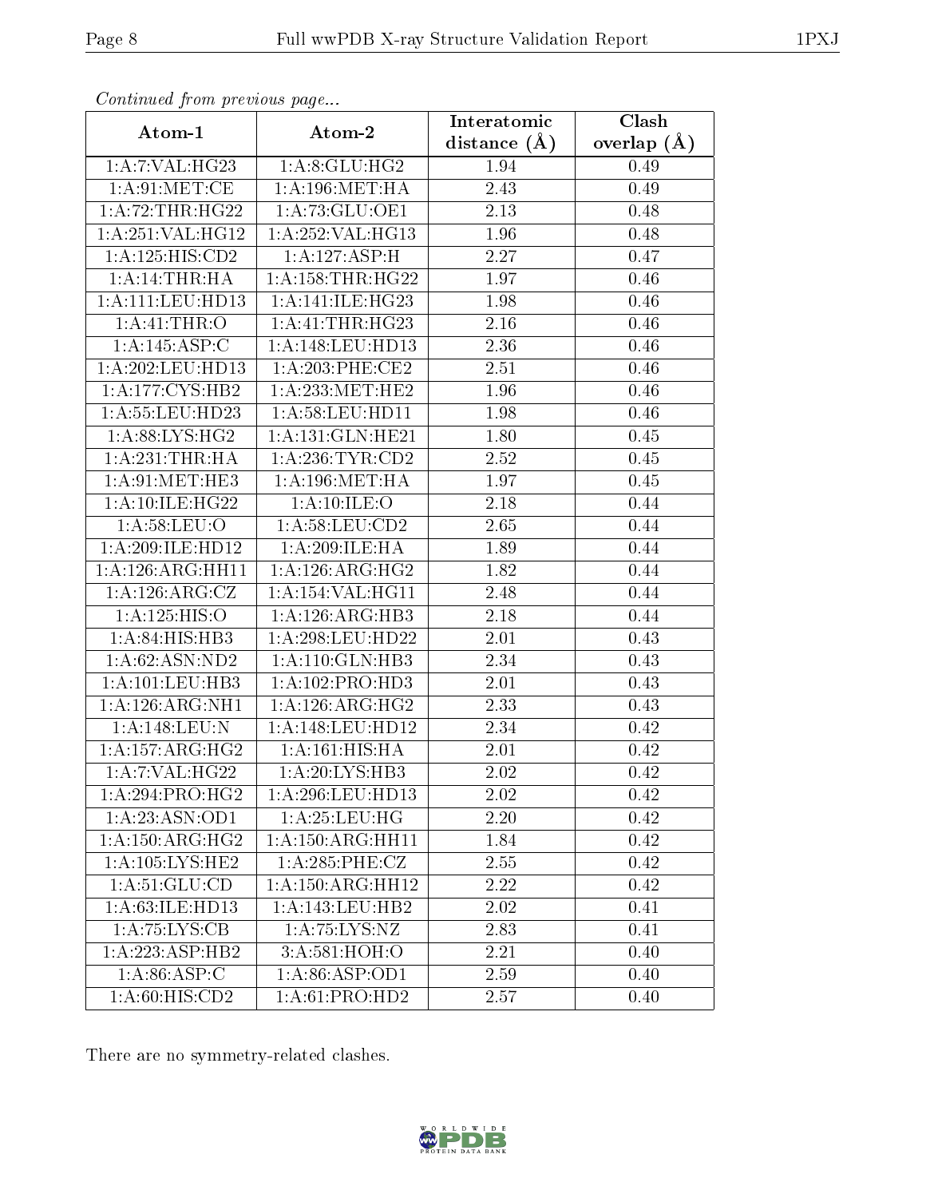*Continued from previous page...*

| Atom-1 | Atom-2 | Interatomic distance (Å) | Clash overlap (Å) |
|---|---|---|---|
| 1:A:7:VAL:HG23 | 1:A:8:GLU:HG2 | 1.94 | 0.49 |
| 1:A:91:MET:CE | 1:A:196:MET:HA | 2.43 | 0.49 |
| 1:A:72:THR:HG22 | 1:A:73:GLU:OE1 | 2.13 | 0.48 |
| 1:A:251:VAL:HG12 | 1:A:252:VAL:HG13 | 1.96 | 0.48 |
| 1:A:125:HIS:CD2 | 1:A:127:ASP:H | 2.27 | 0.47 |
| 1:A:14:THR:HA | 1:A:158:THR:HG22 | 1.97 | 0.46 |
| 1:A:111:LEU:HD13 | 1:A:141:ILE:HG23 | 1.98 | 0.46 |
| 1:A:41:THR:O | 1:A:41:THR:HG23 | 2.16 | 0.46 |
| 1:A:145:ASP:C | 1:A:148:LEU:HD13 | 2.36 | 0.46 |
| 1:A:202:LEU:HD13 | 1:A:203:PHE:CE2 | 2.51 | 0.46 |
| 1:A:177:CYS:HB2 | 1:A:233:MET:HE2 | 1.96 | 0.46 |
| 1:A:55:LEU:HD23 | 1:A:58:LEU:HD11 | 1.98 | 0.46 |
| 1:A:88:LYS:HG2 | 1:A:131:GLN:HE21 | 1.80 | 0.45 |
| 1:A:231:THR:HA | 1:A:236:TYR:CD2 | 2.52 | 0.45 |
| 1:A:91:MET:HE3 | 1:A:196:MET:HA | 1.97 | 0.45 |
| 1:A:10:ILE:HG22 | 1:A:10:ILE:O | 2.18 | 0.44 |
| 1:A:58:LEU:O | 1:A:58:LEU:CD2 | 2.65 | 0.44 |
| 1:A:209:ILE:HD12 | 1:A:209:ILE:HA | 1.89 | 0.44 |
| 1:A:126:ARG:HH11 | 1:A:126:ARG:HG2 | 1.82 | 0.44 |
| 1:A:126:ARG:CZ | 1:A:154:VAL:HG11 | 2.48 | 0.44 |
| 1:A:125:HIS:O | 1:A:126:ARG:HB3 | 2.18 | 0.44 |
| 1:A:84:HIS:HB3 | 1:A:298:LEU:HD22 | 2.01 | 0.43 |
| 1:A:62:ASN:ND2 | 1:A:110:GLN:HB3 | 2.34 | 0.43 |
| 1:A:101:LEU:HB3 | 1:A:102:PRO:HD3 | 2.01 | 0.43 |
| 1:A:126:ARG:NH1 | 1:A:126:ARG:HG2 | 2.33 | 0.43 |
| 1:A:148:LEU:N | 1:A:148:LEU:HD12 | 2.34 | 0.42 |
| 1:A:157:ARG:HG2 | 1:A:161:HIS:HA | 2.01 | 0.42 |
| 1:A:7:VAL:HG22 | 1:A:20:LYS:HB3 | 2.02 | 0.42 |
| 1:A:294:PRO:HG2 | 1:A:296:LEU:HD13 | 2.02 | 0.42 |
| 1:A:23:ASN:OD1 | 1:A:25:LEU:HG | 2.20 | 0.42 |
| 1:A:150:ARG:HG2 | 1:A:150:ARG:HH11 | 1.84 | 0.42 |
| 1:A:105:LYS:HE2 | 1:A:285:PHE:CZ | 2.55 | 0.42 |
| 1:A:51:GLU:CD | 1:A:150:ARG:HH12 | 2.22 | 0.42 |
| 1:A:63:ILE:HD13 | 1:A:143:LEU:HB2 | 2.02 | 0.41 |
| 1:A:75:LYS:CB | 1:A:75:LYS:NZ | 2.83 | 0.41 |
| 1:A:223:ASP:HB2 | 3:A:581:HOH:O | 2.21 | 0.40 |
| 1:A:86:ASP:C | 1:A:86:ASP:OD1 | 2.59 | 0.40 |
| 1:A:60:HIS:CD2 | 1:A:61:PRO:HD2 | 2.57 | 0.40 |

There are no symmetry-related clashes.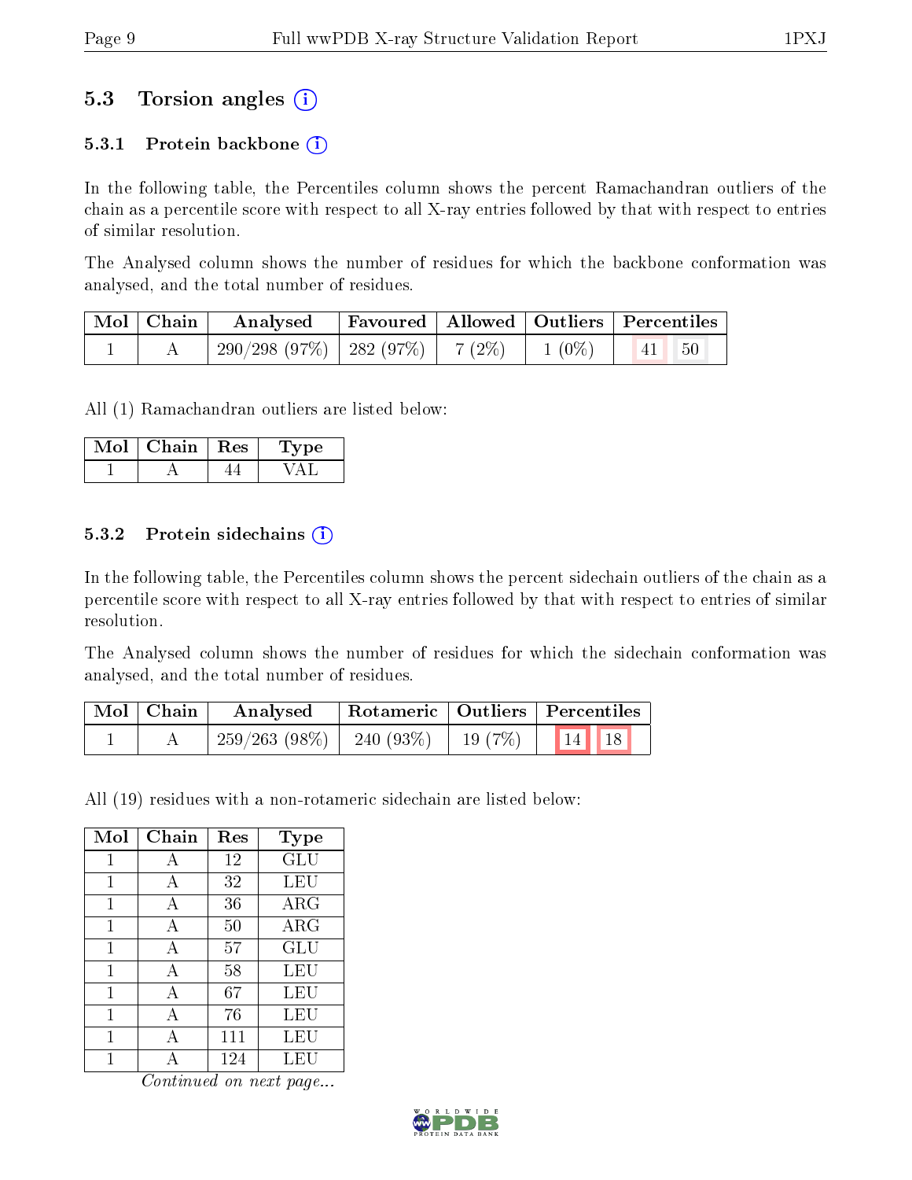## 5.3 Torsion angles (i)

### 5.3.1 Protein backbone (i)

In the following table, the Percentiles column shows the percent Ramachandran outliers of the chain as a percentile score with respect to all X-ray entries followed by that with respect to entries of similar resolution.

The Analysed column shows the number of residues for which the backbone conformation was analysed, and the total number of residues.

| Mol | Chain | Analysed | Favoured | Allowed | Outliers | Percentiles | |
|---|---|---|---|---|---|---|---|
| 1 | A | 290/298 (97%) | 282 (97%) | 7 (2%) | 1 (0%) | 41 | 50 |

All (1) Ramachandran outliers are listed below:

| Mol | Chain | Res | Type |
|---|---|---|---|
| 1 | A | 44 | VAL |

### 5.3.2 Protein sidechains (i)

In the following table, the Percentiles column shows the percent sidechain outliers of the chain as a percentile score with respect to all X-ray entries followed by that with respect to entries of similar resolution.

The Analysed column shows the number of residues for which the sidechain conformation was analysed, and the total number of residues.

| Mol | Chain | Analysed | Rotameric | Outliers | Percentiles | |
|---|---|---|---|---|---|---|
| 1 | A | 259/263 (98%) | 240 (93%) | 19 (7%) | 14 | 18 |

All (19) residues with a non-rotameric sidechain are listed below:

| Mol | Chain | Res | Type |
|---|---|---|---|
| 1 | A | 12 | GLU |
| 1 | A | 32 | LEU |
| 1 | A | 36 | ARG |
| 1 | A | 50 | ARG |
| 1 | A | 57 | GLU |
| 1 | A | 58 | LEU |
| 1 | A | 67 | LEU |
| 1 | A | 76 | LEU |
| 1 | A | 111 | LEU |
| 1 | A | 124 | LEU |

*Continued on next page...*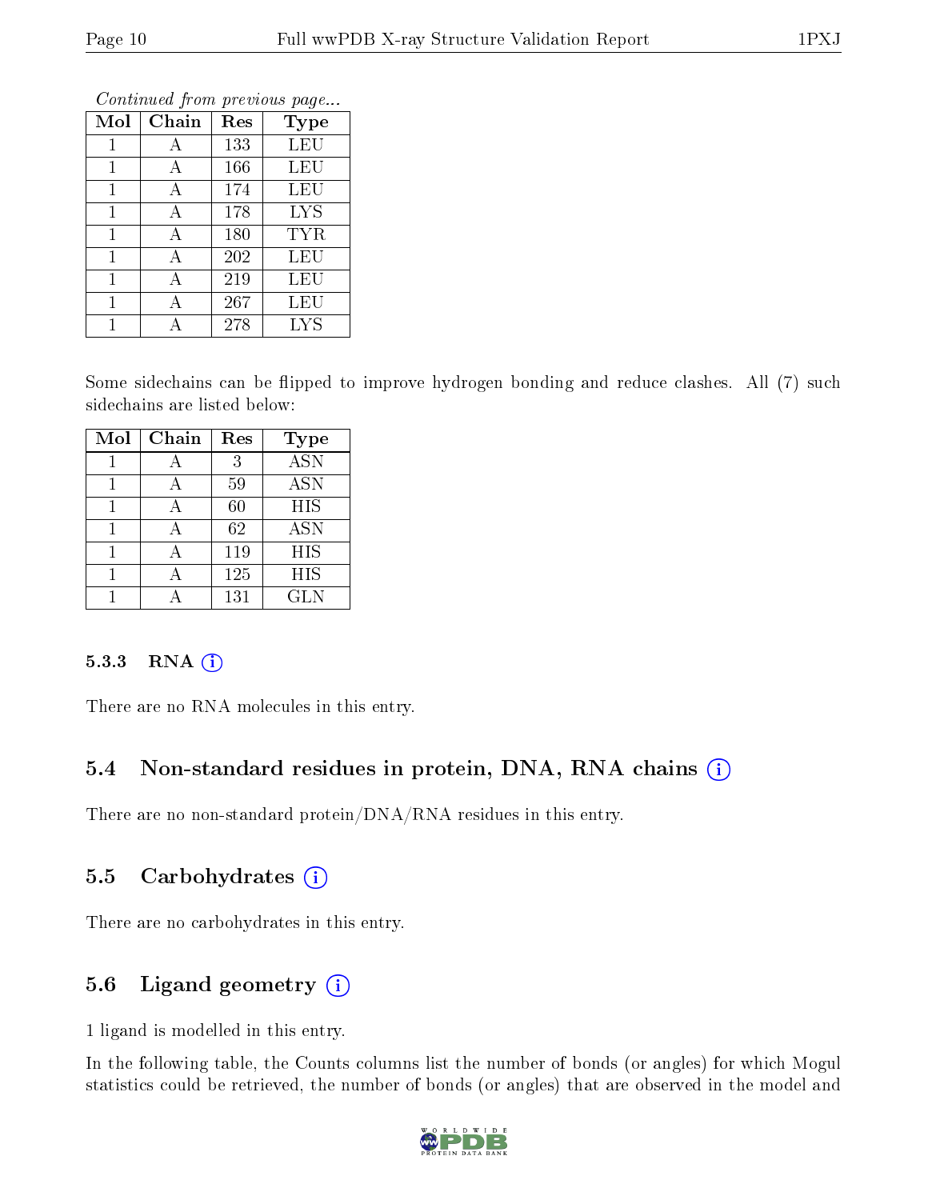*Continued from previous page...*

| Mol | Chain | Res | Type |
|---|---|---|---|
| 1 | A | 133 | LEU |
| 1 | A | 166 | LEU |
| 1 | A | 174 | LEU |
| 1 | A | 178 | LYS |
| 1 | A | 180 | TYR |
| 1 | A | 202 | LEU |
| 1 | A | 219 | LEU |
| 1 | A | 267 | LEU |
| 1 | A | 278 | LYS |

Some sidechains can be flipped to improve hydrogen bonding and reduce clashes. All (7) such sidechains are listed below:

| Mol | Chain | Res | Type |
|---|---|---|---|
| 1 | A | 3 | ASN |
| 1 | A | 59 | ASN |
| 1 | A | 60 | HIS |
| 1 | A | 62 | ASN |
| 1 | A | 119 | HIS |
| 1 | A | 125 | HIS |
| 1 | A | 131 | GLN |

#### 5.3.3 RNA

There are no RNA molecules in this entry.

### 5.4 Non-standard residues in protein, DNA, RNA chains

There are no non-standard protein/DNA/RNA residues in this entry.

### 5.5 Carbohydrates

There are no carbohydrates in this entry.

### 5.6 Ligand geometry

1 ligand is modelled in this entry.

In the following table, the Counts columns list the number of bonds (or angles) for which Mogul statistics could be retrieved, the number of bonds (or angles) that are observed in the model and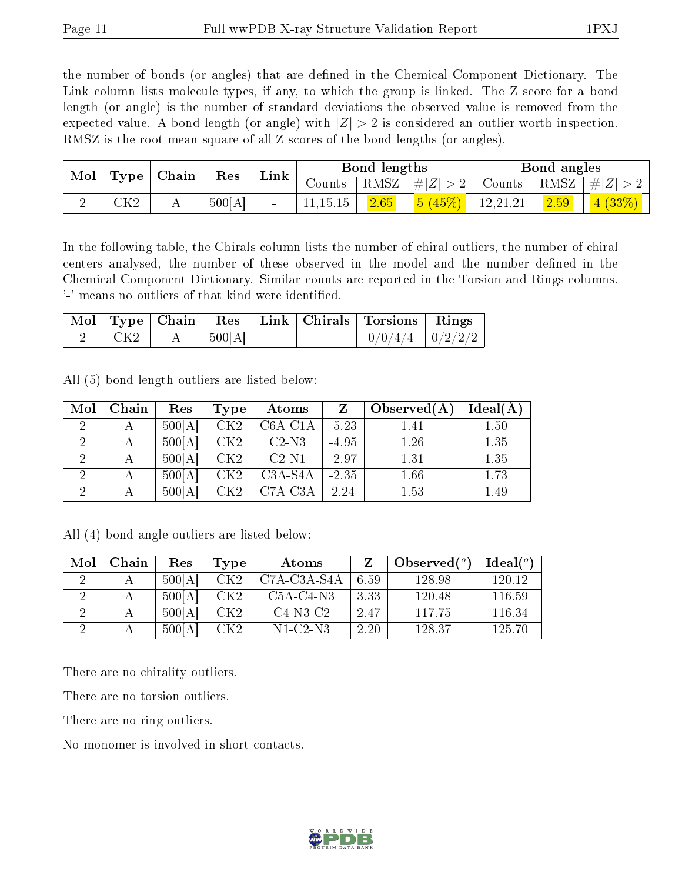the number of bonds (or angles) that are defined in the Chemical Component Dictionary. The Link column lists molecule types, if any, to which the group is linked. The Z score for a bond length (or angle) is the number of standard deviations the observed value is removed from the expected value. A bond length (or angle) with $|Z| > 2$ is considered an outlier worth inspection. RMSZ is the root-mean-square of all Z scores of the bond lengths (or angles).

| Mol | Type | Chain | Res | Link | Bond lengths | | | Bond angles | | |
|---|---|---|---|---|---|---|---|---|---|---|
| | | | | | Counts | RMSZ | $\#\|Z\|>2$ | Counts | RMSZ | $\#\|Z\|>2$ |
| 2 | CK2 | A | 500[A] | - | 11,15,15 | 2.65 | 5 (45%) | 12,21,21 | 2.59 | 4 (33%) |

In the following table, the Chirals column lists the number of chiral outliers, the number of chiral centers analysed, the number of these observed in the model and the number defined in the Chemical Component Dictionary. Similar counts are reported in the Torsion and Rings columns. '-' means no outliers of that kind were identified.

| Mol | Type | Chain | Res | Link | Chirals | Torsions | Rings |
|---|---|---|---|---|---|---|---|
| 2 | CK2 | A | 500[A] | - | - | 0/0/4/4 | 0/2/2/2 |

All (5) bond length outliers are listed below:

| Mol | Chain | Res | Type | Atoms | Z | Observed(Å) | Ideal(Å) |
|---|---|---|---|---|---|---|---|
| 2 | A | 500[A] | CK2 | C6A-C1A | -5.23 | 1.41 | 1.50 |
| 2 | A | 500[A] | CK2 | C2-N3 | -4.95 | 1.26 | 1.35 |
| 2 | A | 500[A] | CK2 | C2-N1 | -2.97 | 1.31 | 1.35 |
| 2 | A | 500[A] | CK2 | C3A-S4A | -2.35 | 1.66 | 1.73 |
| 2 | A | 500[A] | CK2 | C7A-C3A | 2.24 | 1.53 | 1.49 |

All (4) bond angle outliers are listed below:

| Mol | Chain | Res | Type | Atoms | Z | Observed($^o$) | Ideal($^o$) |
|---|---|---|---|---|---|---|---|
| 2 | A | 500[A] | CK2 | C7A-C3A-S4A | 6.59 | 128.98 | 120.12 |
| 2 | A | 500[A] | CK2 | C5A-C4-N3 | 3.33 | 120.48 | 116.59 |
| 2 | A | 500[A] | CK2 | C4-N3-C2 | 2.47 | 117.75 | 116.34 |
| 2 | A | 500[A] | CK2 | N1-C2-N3 | 2.20 | 128.37 | 125.70 |

There are no chirality outliers.

There are no torsion outliers.

There are no ring outliers.

No monomer is involved in short contacts.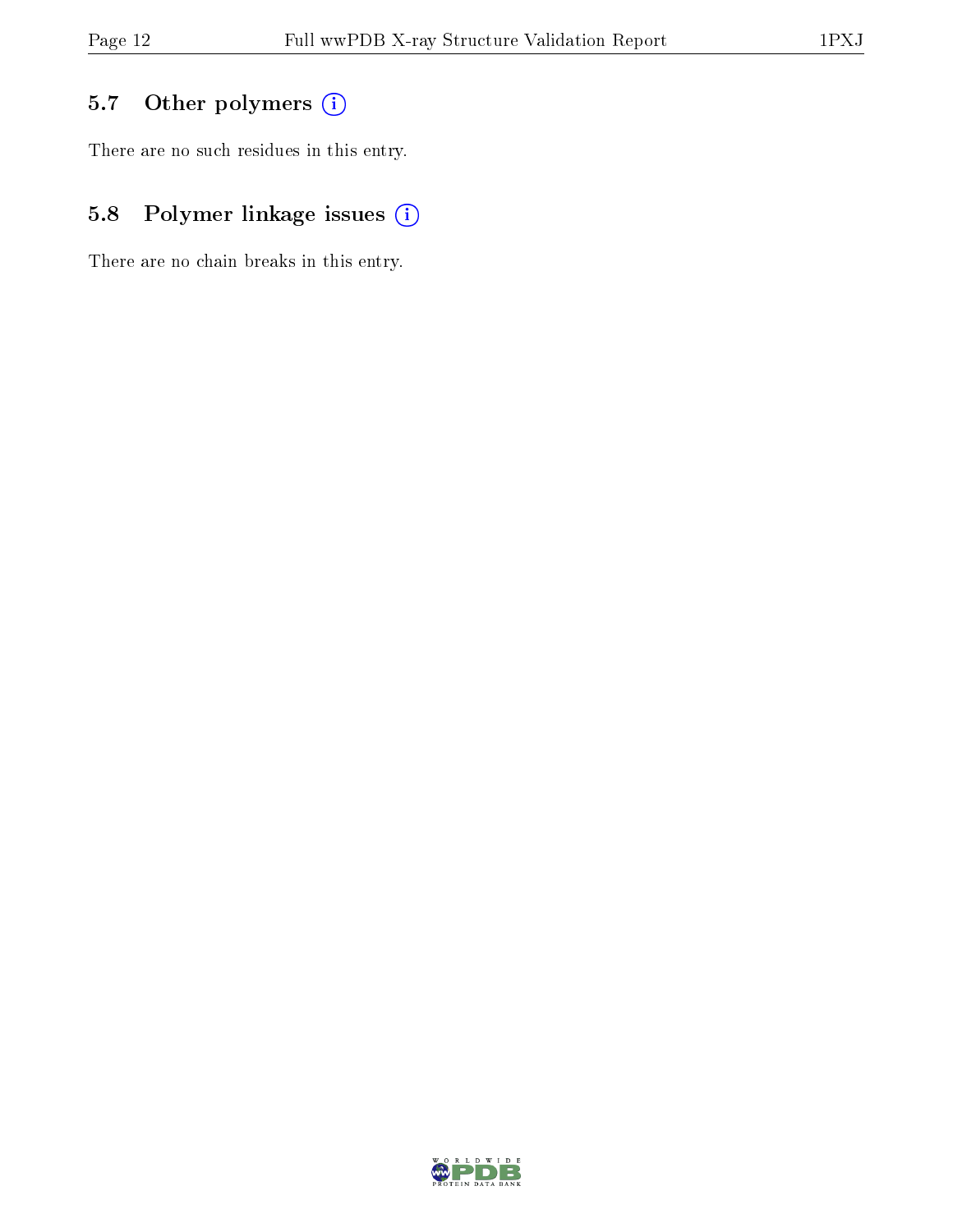## 5.7 Other polymers (i)

There are no such residues in this entry.

## 5.8 Polymer linkage issues (i)

There are no chain breaks in this entry.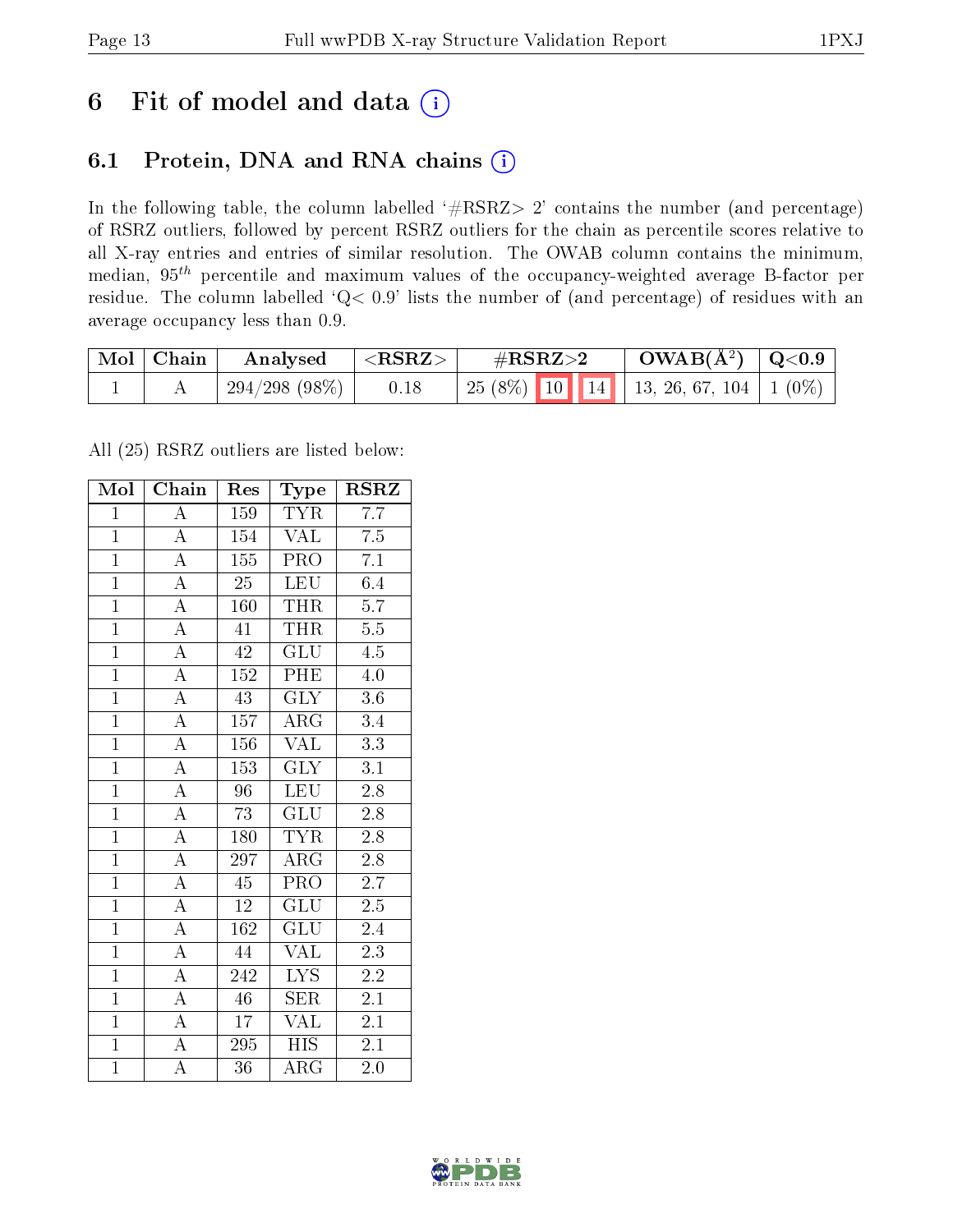# 6 Fit of model and data (i)

## 6.1 Protein, DNA and RNA chains (i)

In the following table, the column labelled '#RSRZ> 2' contains the number (and percentage) of RSRZ outliers, followed by percent RSRZ outliers for the chain as percentile scores relative to all X-ray entries and entries of similar resolution. The OWAB column contains the minimum, median, $95^{th}$ percentile and maximum values of the occupancy-weighted average B-factor per residue. The column labelled 'Q< 0.9' lists the number of (and percentage) of residues with an average occupancy less than 0.9.

| Mol | Chain | Analysed | <RSRZ> | #RSRZ>2 | | | OWAB(Å$^2$) | Q<0.9 |
|---|---|---|---|---|---|---|---|---|
| 1 | A | 294/298 (98%) | 0.18 | 25 (8%) | 10 | 14 | 13, 26, 67, 104 | 1 (0%) |

All (25) RSRZ outliers are listed below:

| Mol | Chain | Res | Type | RSRZ |
|---|---|---|---|---|
| 1 | A | 159 | TYR | 7.7 |
| 1 | A | 154 | VAL | 7.5 |
| 1 | A | 155 | PRO | 7.1 |
| 1 | A | 25 | LEU | 6.4 |
| 1 | A | 160 | THR | 5.7 |
| 1 | A | 41 | THR | 5.5 |
| 1 | A | 42 | GLU | 4.5 |
| 1 | A | 152 | PHE | 4.0 |
| 1 | A | 43 | GLY | 3.6 |
| 1 | A | 157 | ARG | 3.4 |
| 1 | A | 156 | VAL | 3.3 |
| 1 | A | 153 | GLY | 3.1 |
| 1 | A | 96 | LEU | 2.8 |
| 1 | A | 73 | GLU | 2.8 |
| 1 | A | 180 | TYR | 2.8 |
| 1 | A | 297 | ARG | 2.8 |
| 1 | A | 45 | PRO | 2.7 |
| 1 | A | 12 | GLU | 2.5 |
| 1 | A | 162 | GLU | 2.4 |
| 1 | A | 44 | VAL | 2.3 |
| 1 | A | 242 | LYS | 2.2 |
| 1 | A | 46 | SER | 2.1 |
| 1 | A | 17 | VAL | 2.1 |
| 1 | A | 295 | HIS | 2.1 |
| 1 | A | 36 | ARG | 2.0 |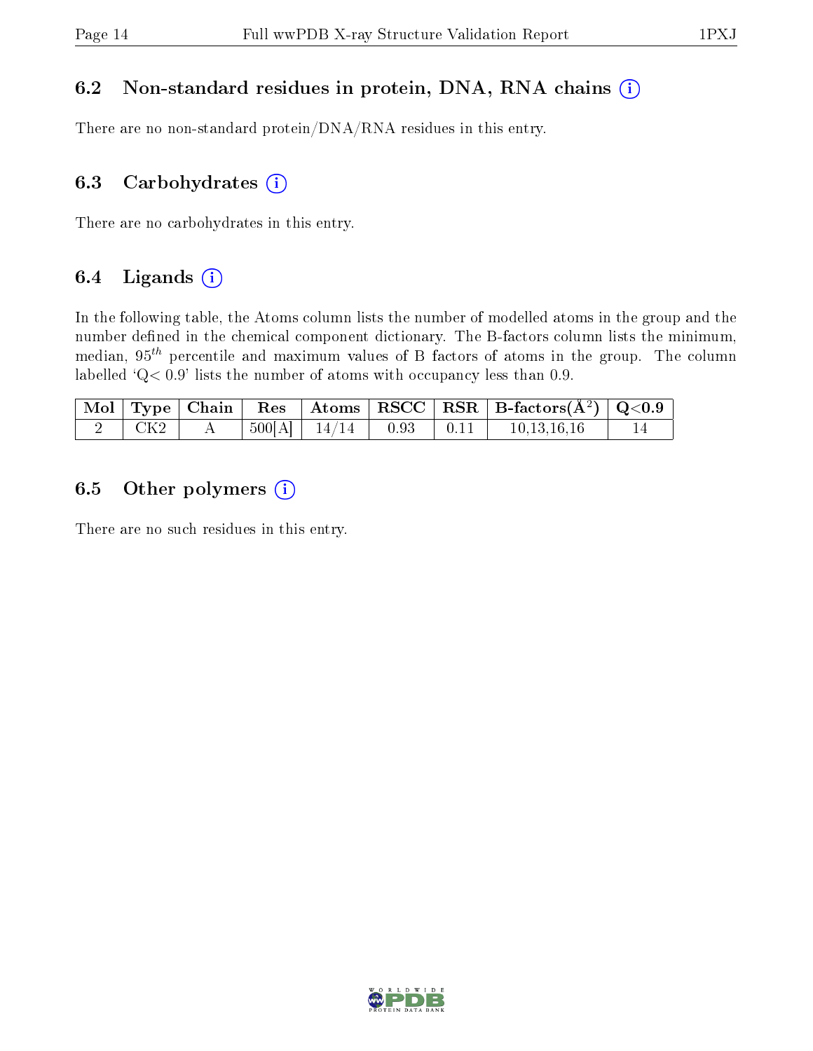### 6.2 Non-standard residues in protein, DNA, RNA chains (i)

There are no non-standard protein/DNA/RNA residues in this entry.

### 6.3 Carbohydrates (i)

There are no carbohydrates in this entry.

### 6.4 Ligands (i)

In the following table, the Atoms column lists the number of modelled atoms in the group and the number defined in the chemical component dictionary. The B-factors column lists the minimum, median, $95^{th}$ percentile and maximum values of B factors of atoms in the group. The column labelled 'Q< 0.9' lists the number of atoms with occupancy less than 0.9.

| Mol | Type | Chain | Res | Atoms | RSCC | RSR | B-factors($Å^2$) | Q<0.9 |
|---|---|---|---|---|---|---|---|---|
| 2 | CK2 | A | 500[A] | 14/14 | 0.93 | 0.11 | 10,13,16,16 | 14 |

### 6.5 Other polymers (i)

There are no such residues in this entry.